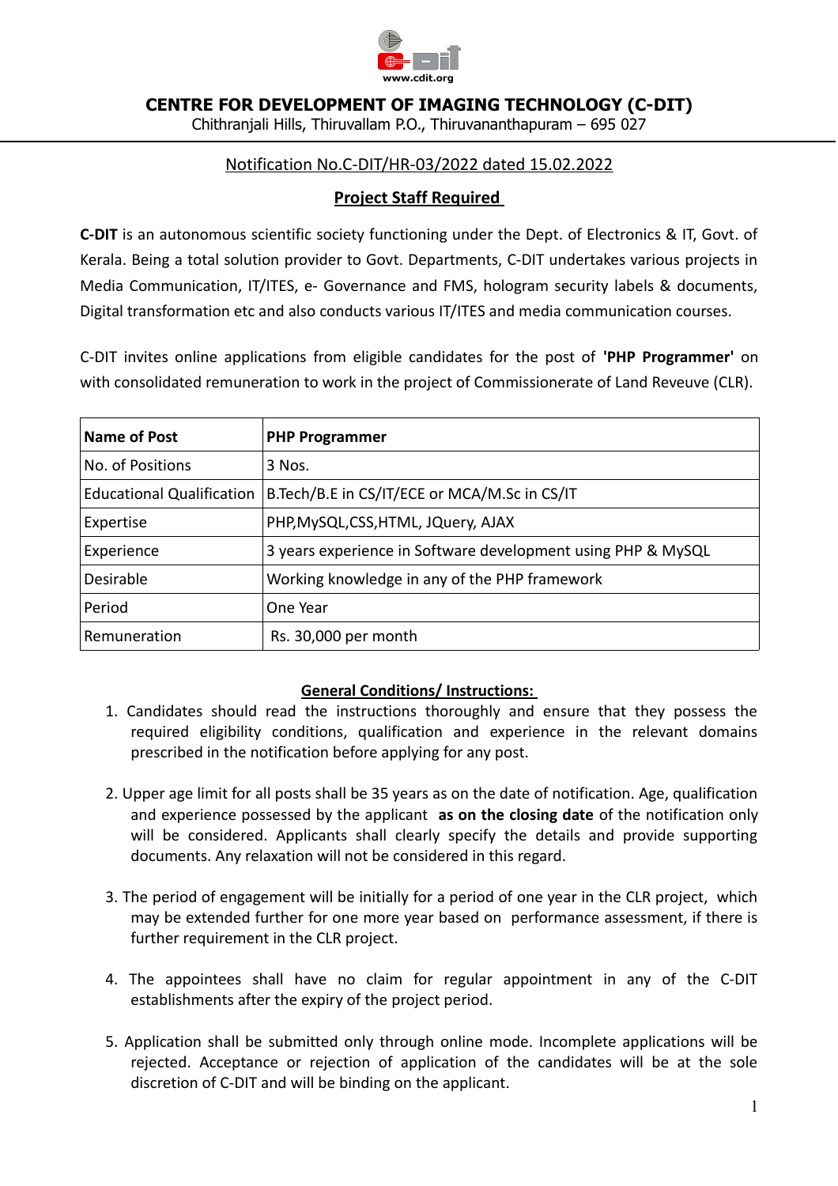# CENTRE FOR DEVELOPMENT OF IMAGING TECHNOLOGY (C-DIT)

Chithranjali Hills, Thiruvallam P.O., Thiruvananthapuram – 695 027

Notification No.C-DIT/HR-03/2022 dated 15.02.2022

## Project Staff Required

**C-DIT** is an autonomous scientific society functioning under the Dept. of Electronics & IT, Govt. of Kerala. Being a total solution provider to Govt. Departments, C-DIT undertakes various projects in Media Communication, IT/ITES, e- Governance and FMS, hologram security labels & documents, Digital transformation etc and also conducts various IT/ITES and media communication courses.

C-DIT invites online applications from eligible candidates for the post of **'PHP Programmer'** on with consolidated remuneration to work in the project of Commissionerate of Land Reveuve (CLR).

| **Name of Post** | **PHP Programmer** |
|---|---|
| No. of Positions | 3 Nos. |
| Educational Qualification | B.Tech/B.E in CS/IT/ECE or MCA/M.Sc in CS/IT |
| Expertise | PHP,MySQL,CSS,HTML, JQuery, AJAX |
| Experience | 3 years experience in Software development using PHP & MySQL |
| Desirable | Working knowledge in any of the PHP framework |
| Period | One Year |
| Remuneration | Rs. 30,000 per month |

### General Conditions/ Instructions:

1. Candidates should read the instructions thoroughly and ensure that they possess the required eligibility conditions, qualification and experience in the relevant domains prescribed in the notification before applying for any post.

2. Upper age limit for all posts shall be 35 years as on the date of notification. Age, qualification and experience possessed by the applicant **as on the closing date** of the notification only will be considered. Applicants shall clearly specify the details and provide supporting documents. Any relaxation will not be considered in this regard.

3. The period of engagement will be initially for a period of one year in the CLR project, which may be extended further for one more year based on performance assessment, if there is further requirement in the CLR project.

4. The appointees shall have no claim for regular appointment in any of the C-DIT establishments after the expiry of the project period.

5. Application shall be submitted only through online mode. Incomplete applications will be rejected. Acceptance or rejection of application of the candidates will be at the sole discretion of C-DIT and will be binding on the applicant.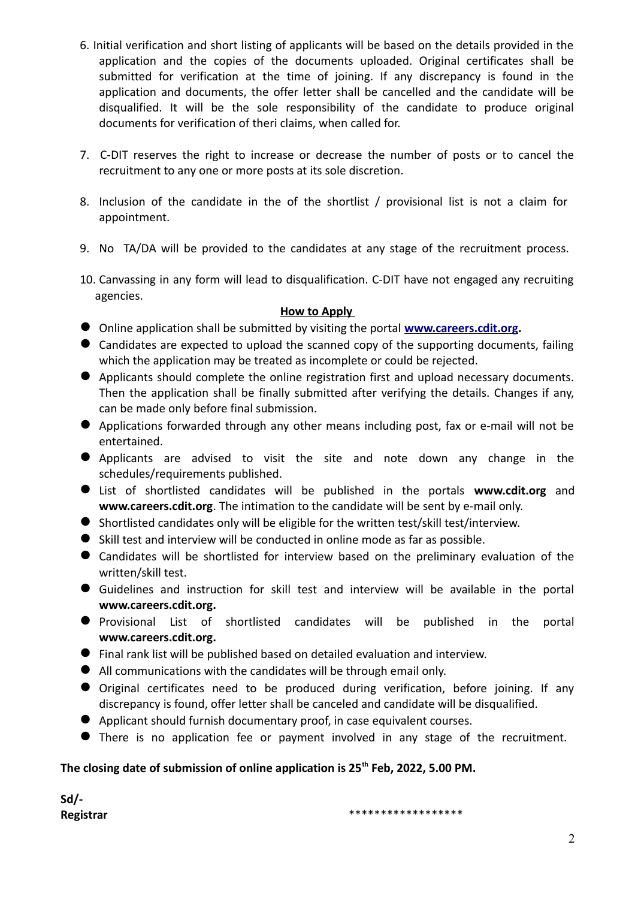6. Initial verification and short listing of applicants will be based on the details provided in the application and the copies of the documents uploaded. Original certificates shall be submitted for verification at the time of joining. If any discrepancy is found in the application and documents, the offer letter shall be cancelled and the candidate will be disqualified. It will be the sole responsibility of the candidate to produce original documents for verification of theri claims, when called for.

7. C-DIT reserves the right to increase or decrease the number of posts or to cancel the recruitment to any one or more posts at its sole discretion.

8. Inclusion of the candidate in the of the shortlist / provisional list is not a claim for appointment.

9. No TA/DA will be provided to the candidates at any stage of the recruitment process.

10. Canvassing in any form will lead to disqualification. C-DIT have not engaged any recruiting agencies.

**How to Apply**

- Online application shall be submitted by visiting the portal **www.careers.cdit.org.**
- Candidates are expected to upload the scanned copy of the supporting documents, failing which the application may be treated as incomplete or could be rejected.
- Applicants should complete the online registration first and upload necessary documents. Then the application shall be finally submitted after verifying the details. Changes if any, can be made only before final submission.
- Applications forwarded through any other means including post, fax or e-mail will not be entertained.
- Applicants are advised to visit the site and note down any change in the schedules/requirements published.
- List of shortlisted candidates will be published in the portals **www.cdit.org** and **www.careers.cdit.org**. The intimation to the candidate will be sent by e-mail only.
- Shortlisted candidates only will be eligible for the written test/skill test/interview.
- Skill test and interview will be conducted in online mode as far as possible.
- Candidates will be shortlisted for interview based on the preliminary evaluation of the written/skill test.
- Guidelines and instruction for skill test and interview will be available in the portal **www.careers.cdit.org.**
- Provisional List of shortlisted candidates will be published in the portal **www.careers.cdit.org.**
- Final rank list will be published based on detailed evaluation and interview.
- All communications with the candidates will be through email only.
- Original certificates need to be produced during verification, before joining. If any discrepancy is found, offer letter shall be canceled and candidate will be disqualified.
- Applicant should furnish documentary proof, in case equivalent courses.
- There is no application fee or payment involved in any stage of the recruitment.

**The closing date of submission of online application is 25th Feb, 2022, 5.00 PM.**

**Sd/-**
**Registrar**

******************